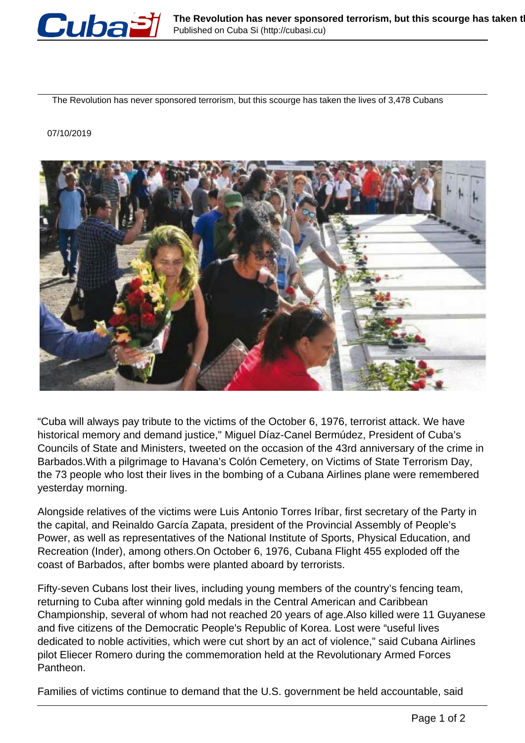The Revolution has never sponsored terrorism, but this scourge has taken the lives of 3,478 Cubans

07/10/2019

“Cuba will always pay tribute to the victims of the October 6, 1976, terrorist attack. We have historical memory and demand justice," Miguel Díaz-Canel Bermúdez, President of Cuba’s Councils of State and Ministers, tweeted on the occasion of the 43rd anniversary of the crime in Barbados.With a pilgrimage to Havana’s Colón Cemetery, on Victims of State Terrorism Day, the 73 people who lost their lives in the bombing of a Cubana Airlines plane were remembered yesterday morning.

Alongside relatives of the victims were Luis Antonio Torres Iríbar, first secretary of the Party in the capital, and Reinaldo García Zapata, president of the Provincial Assembly of People’s Power, as well as representatives of the National Institute of Sports, Physical Education, and Recreation (Inder), among others.On October 6, 1976, Cubana Flight 455 exploded off the coast of Barbados, after bombs were planted aboard by terrorists.

Fifty-seven Cubans lost their lives, including young members of the country’s fencing team, returning to Cuba after winning gold medals in the Central American and Caribbean Championship, several of whom had not reached 20 years of age.Also killed were 11 Guyanese and five citizens of the Democratic People's Republic of Korea. Lost were “useful lives dedicated to noble activities, which were cut short by an act of violence,” said Cubana Airlines pilot Eliecer Romero during the commemoration held at the Revolutionary Armed Forces Pantheon.

Families of victims continue to demand that the U.S. government be held accountable, said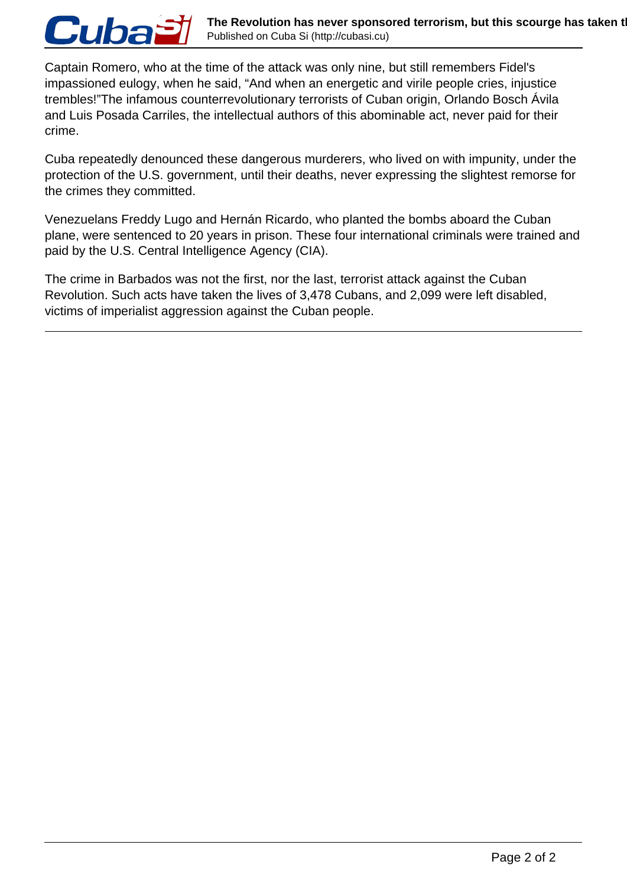Captain Romero, who at the time of the attack was only nine, but still remembers Fidel's impassioned eulogy, when he said, “And when an energetic and virile people cries, injustice trembles!”The infamous counterrevolutionary terrorists of Cuban origin, Orlando Bosch Ávila and Luis Posada Carriles, the intellectual authors of this abominable act, never paid for their crime.

Cuba repeatedly denounced these dangerous murderers, who lived on with impunity, under the protection of the U.S. government, until their deaths, never expressing the slightest remorse for the crimes they committed.

Venezuelans Freddy Lugo and Hernán Ricardo, who planted the bombs aboard the Cuban plane, were sentenced to 20 years in prison. These four international criminals were trained and paid by the U.S. Central Intelligence Agency (CIA).

The crime in Barbados was not the first, nor the last, terrorist attack against the Cuban Revolution. Such acts have taken the lives of 3,478 Cubans, and 2,099 were left disabled, victims of imperialist aggression against the Cuban people.